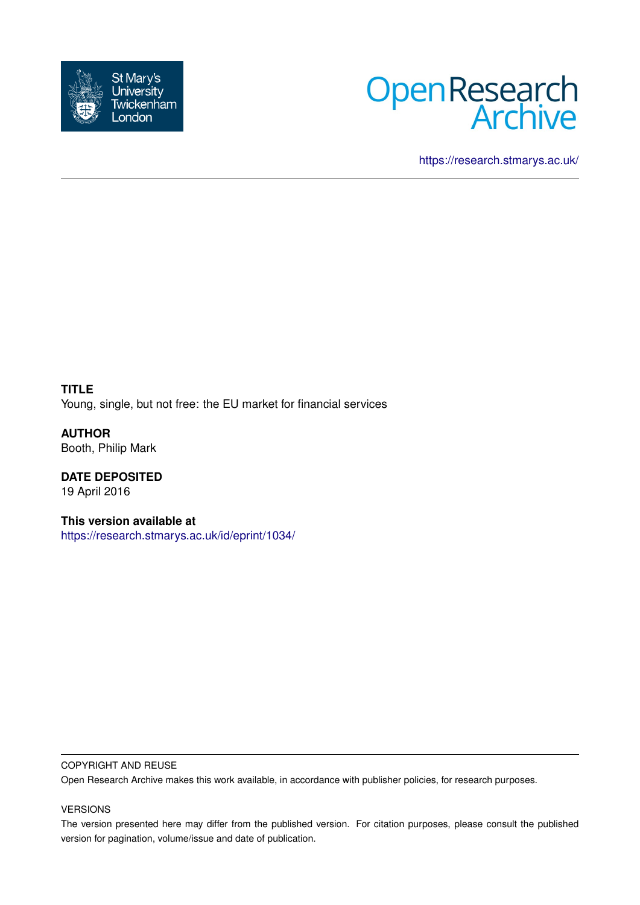St Mary's University Twickenham London

Open Research Archive

https://research.stmarys.ac.uk/

**TITLE**
Young, single, but not free: the EU market for financial services

**AUTHOR**
Booth, Philip Mark

**DATE DEPOSITED**
19 April 2016

**This version available at**
https://research.stmarys.ac.uk/id/eprint/1034/

COPYRIGHT AND REUSE

Open Research Archive makes this work available, in accordance with publisher policies, for research purposes.

VERSIONS

The version presented here may differ from the published version. For citation purposes, please consult the published version for pagination, volume/issue and date of publication.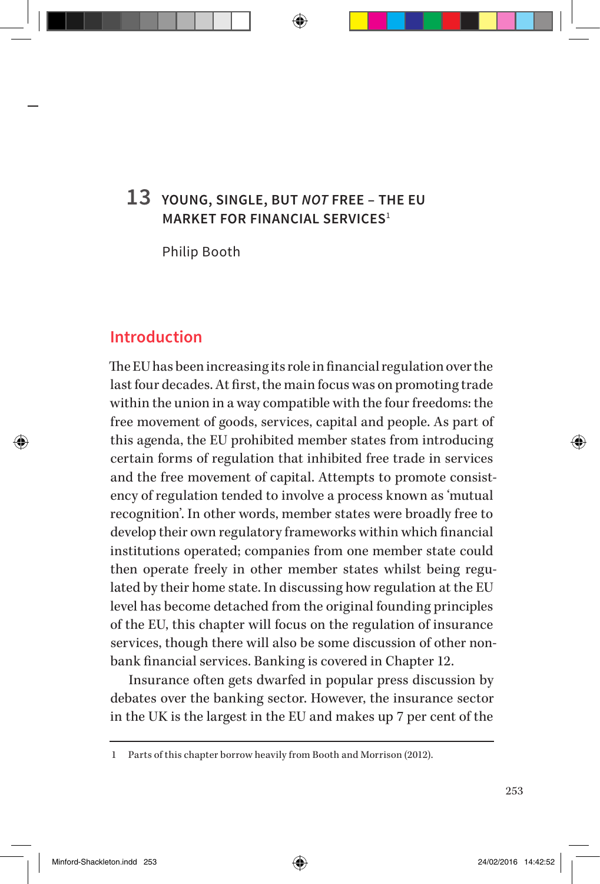# 13 YOUNG, SINGLE, BUT *NOT* FREE – THE EU MARKET FOR FINANCIAL SERVICES[1]

Philip Booth

## Introduction

The EU has been increasing its role in financial regulation over the last four decades. At first, the main focus was on promoting trade within the union in a way compatible with the four freedoms: the free movement of goods, services, capital and people. As part of this agenda, the EU prohibited member states from introducing certain forms of regulation that inhibited free trade in services and the free movement of capital. Attempts to promote consistency of regulation tended to involve a process known as 'mutual recognition'. In other words, member states were broadly free to develop their own regulatory frameworks within which financial institutions operated; companies from one member state could then operate freely in other member states whilst being regulated by their home state. In discussing how regulation at the EU level has become detached from the original founding principles of the EU, this chapter will focus on the regulation of insurance services, though there will also be some discussion of other non-bank financial services. Banking is covered in Chapter 12.

Insurance often gets dwarfed in popular press discussion by debates over the banking sector. However, the insurance sector in the UK is the largest in the EU and makes up 7 per cent of the

1 Parts of this chapter borrow heavily from Booth and Morrison (2012).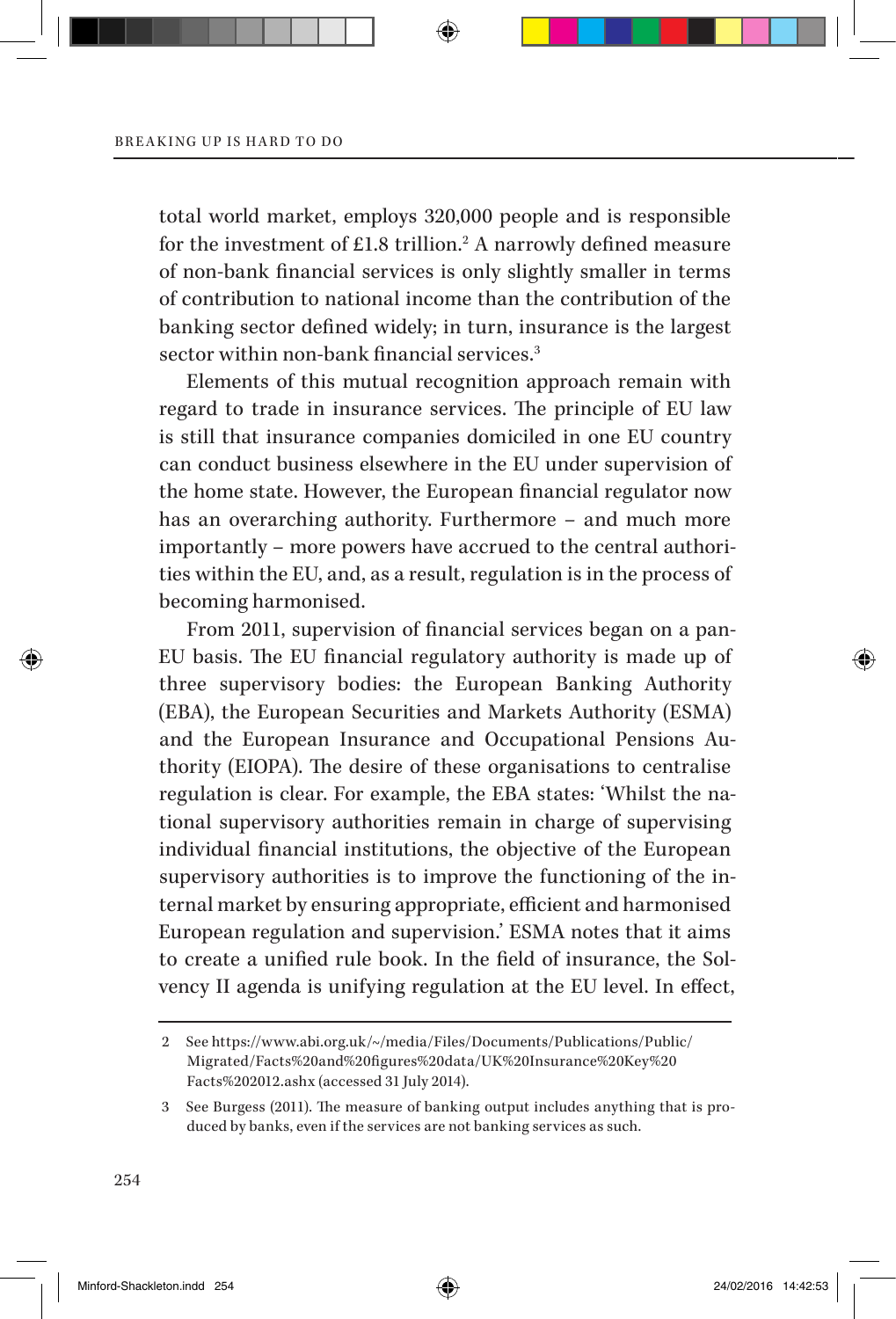total world market, employs 320,000 people and is responsible for the investment of £1.8 trillion.[2] A narrowly defined measure of non-bank financial services is only slightly smaller in terms of contribution to national income than the contribution of the banking sector defined widely; in turn, insurance is the largest sector within non-bank financial services.[3]

Elements of this mutual recognition approach remain with regard to trade in insurance services. The principle of EU law is still that insurance companies domiciled in one EU country can conduct business elsewhere in the EU under supervision of the home state. However, the European financial regulator now has an overarching authority. Furthermore – and much more importantly – more powers have accrued to the central authorities within the EU, and, as a result, regulation is in the process of becoming harmonised.

From 2011, supervision of financial services began on a pan-EU basis. The EU financial regulatory authority is made up of three supervisory bodies: the European Banking Authority (EBA), the European Securities and Markets Authority (ESMA) and the European Insurance and Occupational Pensions Authority (EIOPA). The desire of these organisations to centralise regulation is clear. For example, the EBA states: 'Whilst the national supervisory authorities remain in charge of supervising individual financial institutions, the objective of the European supervisory authorities is to improve the functioning of the internal market by ensuring appropriate, efficient and harmonised European regulation and supervision.' ESMA notes that it aims to create a unified rule book. In the field of insurance, the Solvency II agenda is unifying regulation at the EU level. In effect,

---

2 See https://www.abi.org.uk/~/media/Files/Documents/Publications/Public/Migrated/Facts%20and%20figures%20data/UK%20Insurance%20Key%20Facts%202012.ashx (accessed 31 July 2014).

3 See Burgess (2011). The measure of banking output includes anything that is produced by banks, even if the services are not banking services as such.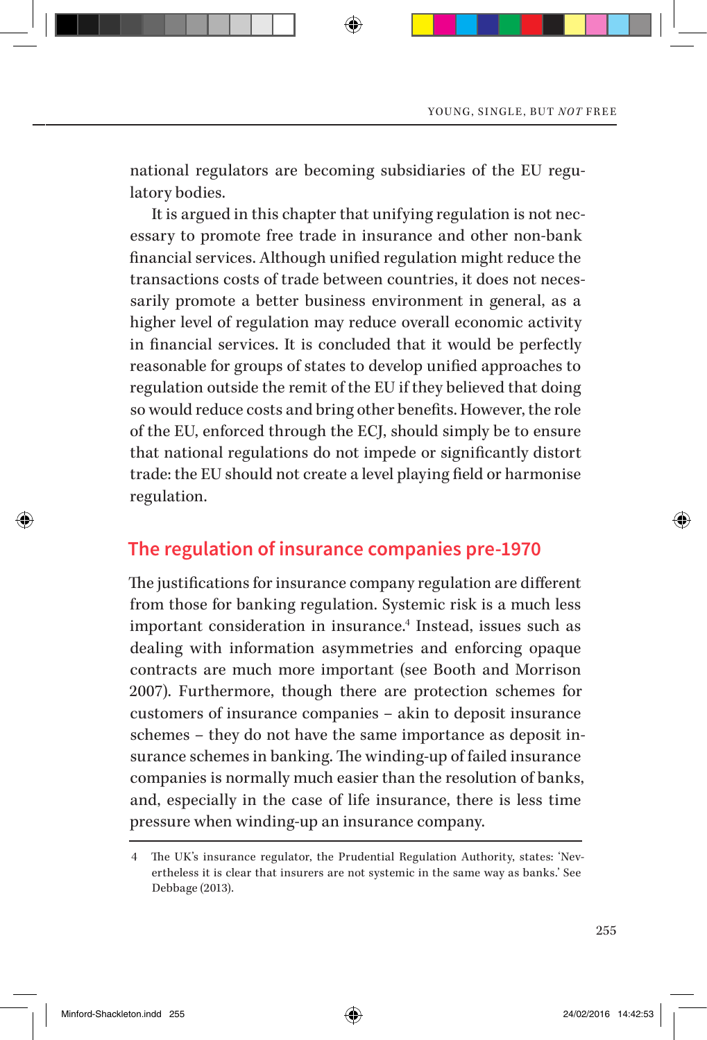national regulators are becoming subsidiaries of the EU regulatory bodies.

It is argued in this chapter that unifying regulation is not necessary to promote free trade in insurance and other non-bank financial services. Although unified regulation might reduce the transactions costs of trade between countries, it does not necessarily promote a better business environment in general, as a higher level of regulation may reduce overall economic activity in financial services. It is concluded that it would be perfectly reasonable for groups of states to develop unified approaches to regulation outside the remit of the EU if they believed that doing so would reduce costs and bring other benefits. However, the role of the EU, enforced through the ECJ, should simply be to ensure that national regulations do not impede or significantly distort trade: the EU should not create a level playing field or harmonise regulation.

## The regulation of insurance companies pre-1970

The justifications for insurance company regulation are different from those for banking regulation. Systemic risk is a much less important consideration in insurance.[4] Instead, issues such as dealing with information asymmetries and enforcing opaque contracts are much more important (see Booth and Morrison 2007). Furthermore, though there are protection schemes for customers of insurance companies – akin to deposit insurance schemes – they do not have the same importance as deposit insurance schemes in banking. The winding-up of failed insurance companies is normally much easier than the resolution of banks, and, especially in the case of life insurance, there is less time pressure when winding-up an insurance company.

4 The UK's insurance regulator, the Prudential Regulation Authority, states: 'Nevertheless it is clear that insurers are not systemic in the same way as banks.' See Debbage (2013).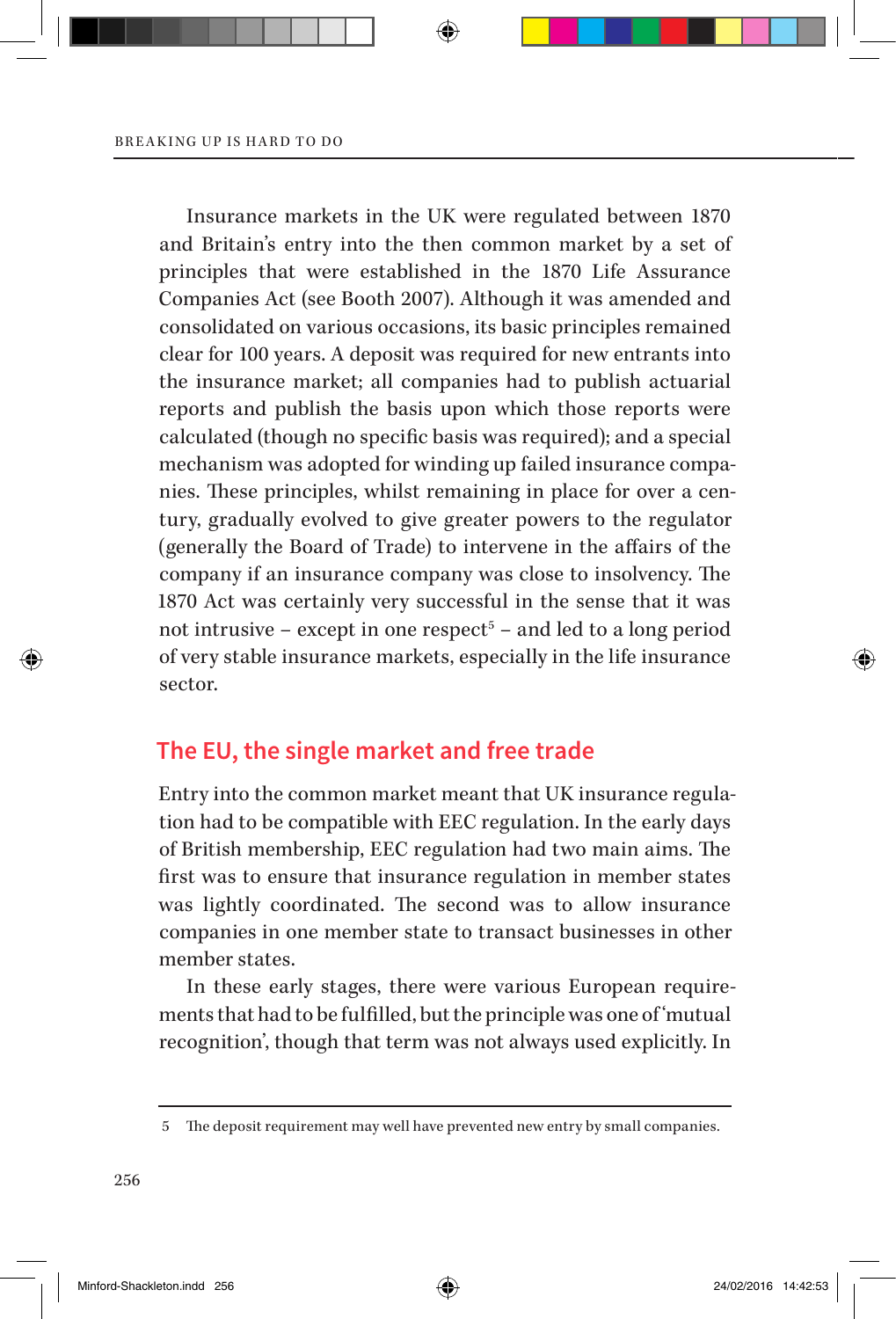Insurance markets in the UK were regulated between 1870 and Britain's entry into the then common market by a set of principles that were established in the 1870 Life Assurance Companies Act (see Booth 2007). Although it was amended and consolidated on various occasions, its basic principles remained clear for 100 years. A deposit was required for new entrants into the insurance market; all companies had to publish actuarial reports and publish the basis upon which those reports were calculated (though no specific basis was required); and a special mechanism was adopted for winding up failed insurance companies. These principles, whilst remaining in place for over a century, gradually evolved to give greater powers to the regulator (generally the Board of Trade) to intervene in the affairs of the company if an insurance company was close to insolvency. The 1870 Act was certainly very successful in the sense that it was not intrusive – except in one respect[5] – and led to a long period of very stable insurance markets, especially in the life insurance sector.

## The EU, the single market and free trade

Entry into the common market meant that UK insurance regulation had to be compatible with EEC regulation. In the early days of British membership, EEC regulation had two main aims. The first was to ensure that insurance regulation in member states was lightly coordinated. The second was to allow insurance companies in one member state to transact businesses in other member states.

In these early stages, there were various European requirements that had to be fulfilled, but the principle was one of 'mutual recognition', though that term was not always used explicitly. In

5 The deposit requirement may well have prevented new entry by small companies.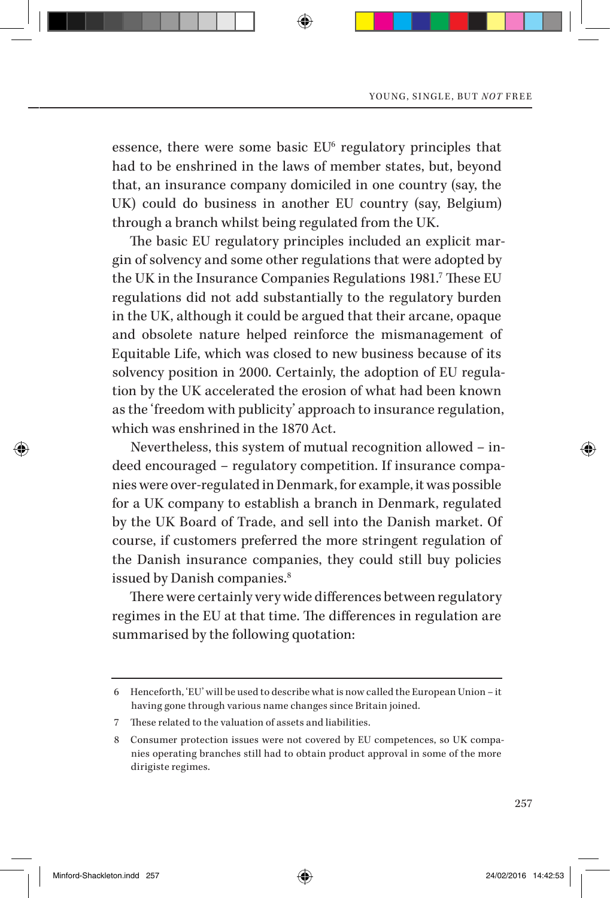essence, there were some basic EU[6] regulatory principles that had to be enshrined in the laws of member states, but, beyond that, an insurance company domiciled in one country (say, the UK) could do business in another EU country (say, Belgium) through a branch whilst being regulated from the UK.

The basic EU regulatory principles included an explicit margin of solvency and some other regulations that were adopted by the UK in the Insurance Companies Regulations 1981.[7] These EU regulations did not add substantially to the regulatory burden in the UK, although it could be argued that their arcane, opaque and obsolete nature helped reinforce the mismanagement of Equitable Life, which was closed to new business because of its solvency position in 2000. Certainly, the adoption of EU regulation by the UK accelerated the erosion of what had been known as the 'freedom with publicity' approach to insurance regulation, which was enshrined in the 1870 Act.

Nevertheless, this system of mutual recognition allowed – indeed encouraged – regulatory competition. If insurance companies were over-regulated in Denmark, for example, it was possible for a UK company to establish a branch in Denmark, regulated by the UK Board of Trade, and sell into the Danish market. Of course, if customers preferred the more stringent regulation of the Danish insurance companies, they could still buy policies issued by Danish companies.[8]

There were certainly very wide differences between regulatory regimes in the EU at that time. The differences in regulation are summarised by the following quotation:

---

6 Henceforth, 'EU' will be used to describe what is now called the European Union – it having gone through various name changes since Britain joined.

7 These related to the valuation of assets and liabilities.

8 Consumer protection issues were not covered by EU competences, so UK companies operating branches still had to obtain product approval in some of the more dirigiste regimes.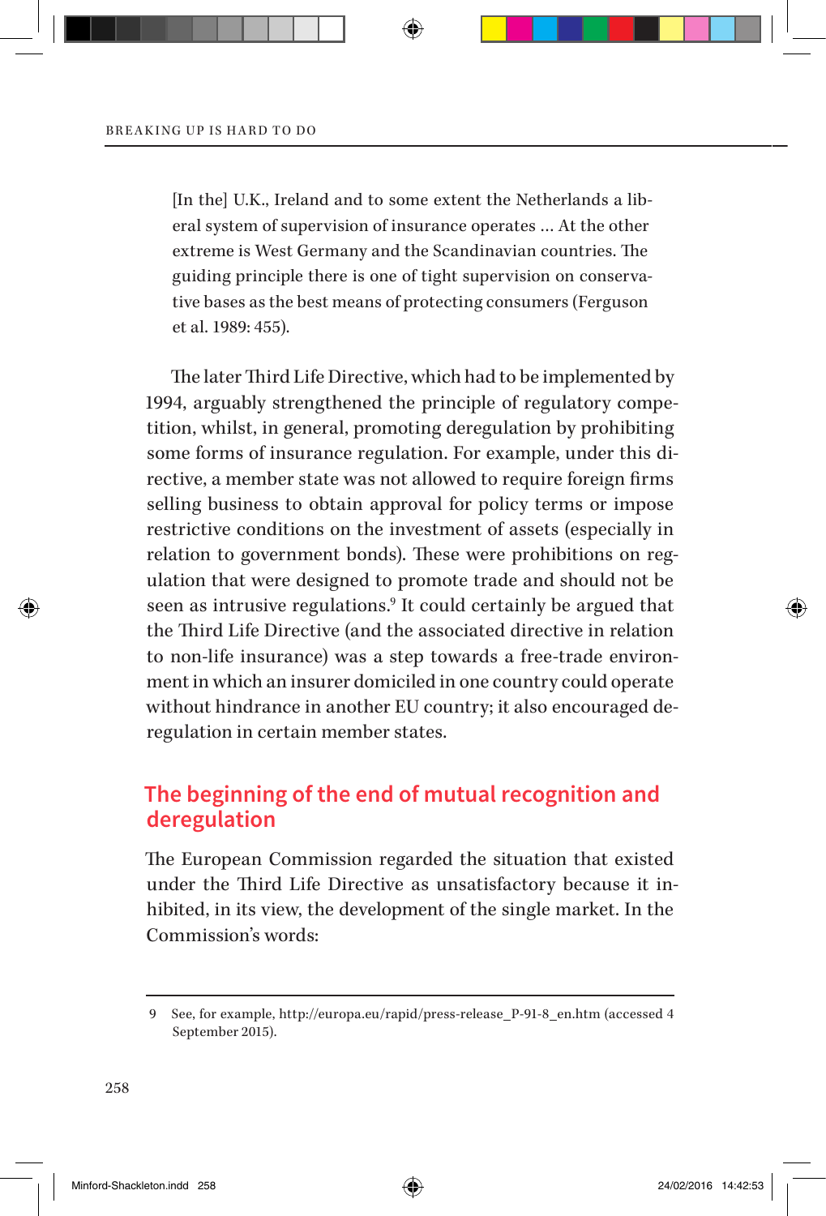> [In the] U.K., Ireland and to some extent the Netherlands a liberal system of supervision of insurance operates … At the other extreme is West Germany and the Scandinavian countries. The guiding principle there is one of tight supervision on conservative bases as the best means of protecting consumers (Ferguson et al. 1989: 455).

The later Third Life Directive, which had to be implemented by 1994, arguably strengthened the principle of regulatory competition, whilst, in general, promoting deregulation by prohibiting some forms of insurance regulation. For example, under this directive, a member state was not allowed to require foreign firms selling business to obtain approval for policy terms or impose restrictive conditions on the investment of assets (especially in relation to government bonds). These were prohibitions on regulation that were designed to promote trade and should not be seen as intrusive regulations.[9] It could certainly be argued that the Third Life Directive (and the associated directive in relation to non-life insurance) was a step towards a free-trade environment in which an insurer domiciled in one country could operate without hindrance in another EU country; it also encouraged deregulation in certain member states.

## The beginning of the end of mutual recognition and deregulation

The European Commission regarded the situation that existed under the Third Life Directive as unsatisfactory because it inhibited, in its view, the development of the single market. In the Commission's words:

---

9 See, for example, http://europa.eu/rapid/press-release_P-91-8_en.htm (accessed 4 September 2015).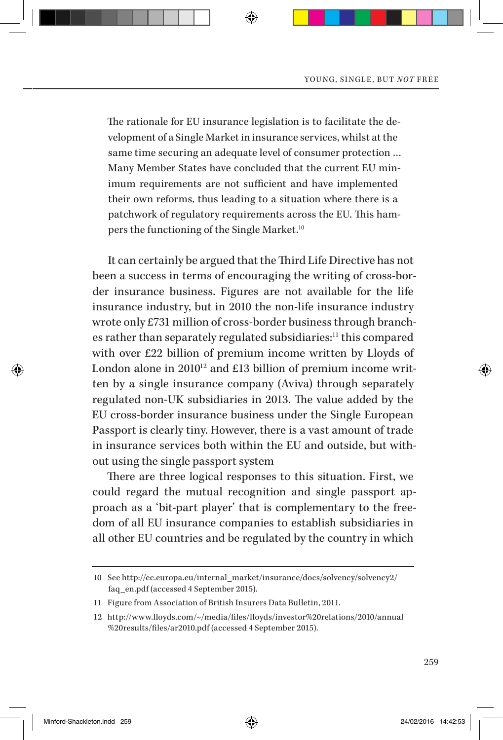> The rationale for EU insurance legislation is to facilitate the development of a Single Market in insurance services, whilst at the same time securing an adequate level of consumer protection ... Many Member States have concluded that the current EU minimum requirements are not sufficient and have implemented their own reforms, thus leading to a situation where there is a patchwork of regulatory requirements across the EU. This hampers the functioning of the Single Market.[10]

It can certainly be argued that the Third Life Directive has not been a success in terms of encouraging the writing of cross-border insurance business. Figures are not available for the life insurance industry, but in 2010 the non-life insurance industry wrote only £731 million of cross-border business through branches rather than separately regulated subsidiaries:[11] this compared with over £22 billion of premium income written by Lloyds of London alone in 2010[12] and £13 billion of premium income written by a single insurance company (Aviva) through separately regulated non-UK subsidiaries in 2013. The value added by the EU cross-border insurance business under the Single European Passport is clearly tiny. However, there is a vast amount of trade in insurance services both within the EU and outside, but without using the single passport system

There are three logical responses to this situation. First, we could regard the mutual recognition and single passport approach as a 'bit-part player' that is complementary to the freedom of all EU insurance companies to establish subsidiaries in all other EU countries and be regulated by the country in which

---

10 See http://ec.europa.eu/internal_market/insurance/docs/solvency/solvency2/faq_en.pdf (accessed 4 September 2015).

11 Figure from Association of British Insurers Data Bulletin, 2011.

12 http://www.lloyds.com/~/media/files/lloyds/investor%20relations/2010/annual%20results/files/ar2010.pdf (accessed 4 September 2015).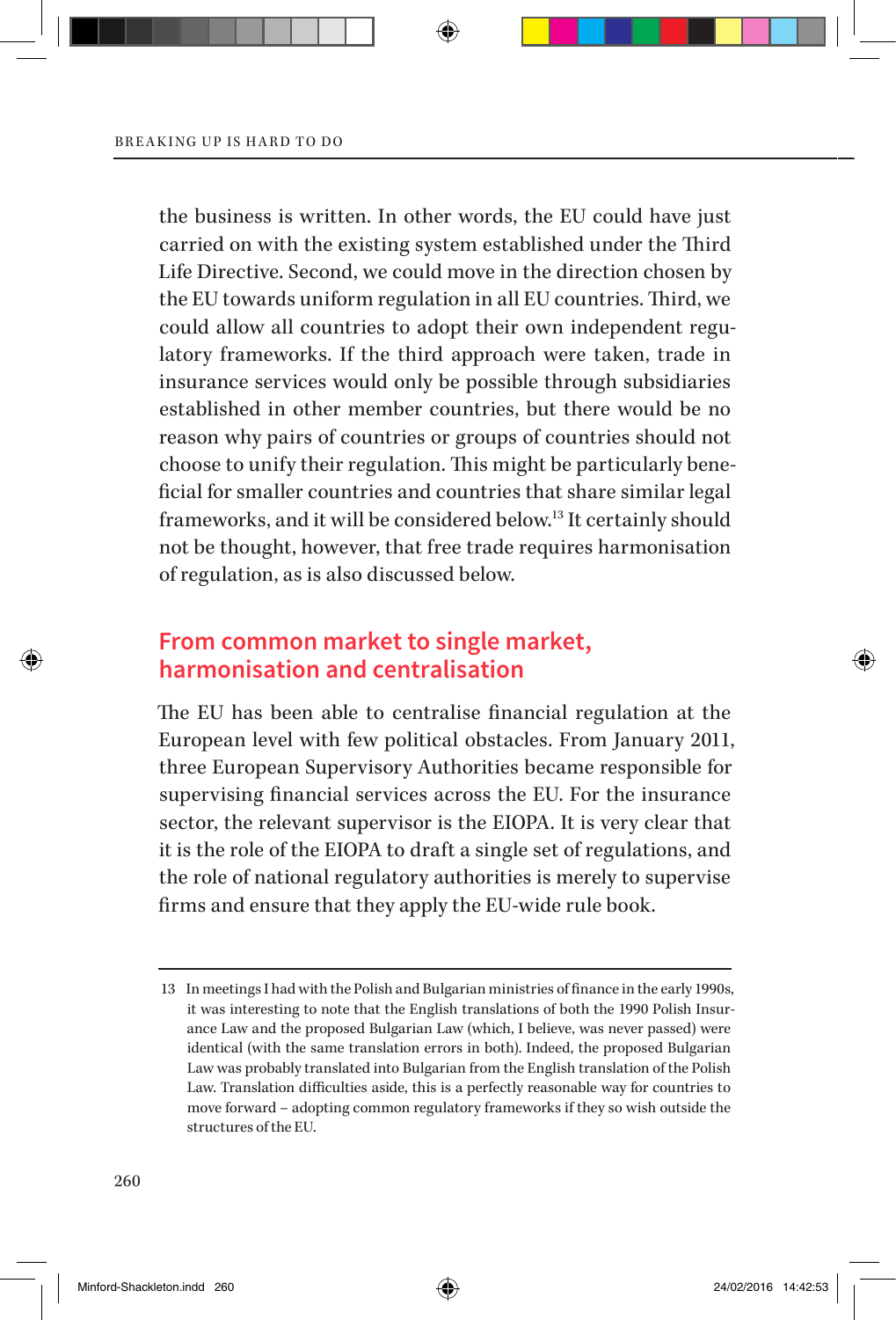the business is written. In other words, the EU could have just carried on with the existing system established under the Third Life Directive. Second, we could move in the direction chosen by the EU towards uniform regulation in all EU countries. Third, we could allow all countries to adopt their own independent regulatory frameworks. If the third approach were taken, trade in insurance services would only be possible through subsidiaries established in other member countries, but there would be no reason why pairs of countries or groups of countries should not choose to unify their regulation. This might be particularly beneficial for smaller countries and countries that share similar legal frameworks, and it will be considered below.[13] It certainly should not be thought, however, that free trade requires harmonisation of regulation, as is also discussed below.

## From common market to single market, harmonisation and centralisation

The EU has been able to centralise financial regulation at the European level with few political obstacles. From January 2011, three European Supervisory Authorities became responsible for supervising financial services across the EU. For the insurance sector, the relevant supervisor is the EIOPA. It is very clear that it is the role of the EIOPA to draft a single set of regulations, and the role of national regulatory authorities is merely to supervise firms and ensure that they apply the EU-wide rule book.

---

13 In meetings I had with the Polish and Bulgarian ministries of finance in the early 1990s, it was interesting to note that the English translations of both the 1990 Polish Insurance Law and the proposed Bulgarian Law (which, I believe, was never passed) were identical (with the same translation errors in both). Indeed, the proposed Bulgarian Law was probably translated into Bulgarian from the English translation of the Polish Law. Translation difficulties aside, this is a perfectly reasonable way for countries to move forward – adopting common regulatory frameworks if they so wish outside the structures of the EU.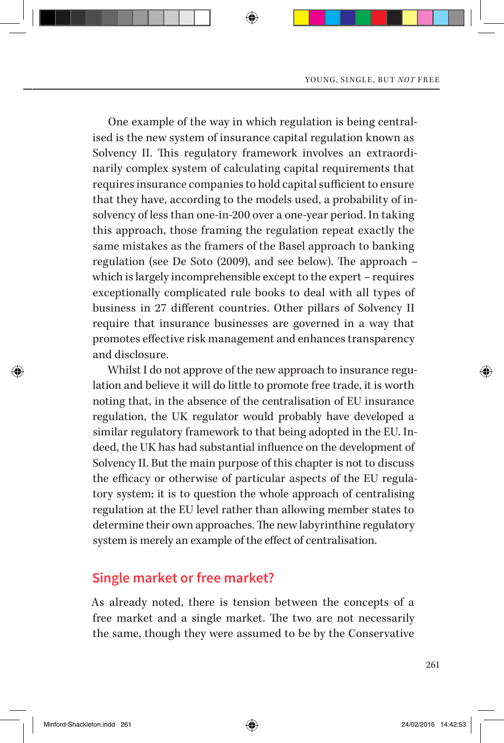One example of the way in which regulation is being centralised is the new system of insurance capital regulation known as Solvency II. This regulatory framework involves an extraordinarily complex system of calculating capital requirements that requires insurance companies to hold capital sufficient to ensure that they have, according to the models used, a probability of insolvency of less than one-in-200 over a one-year period. In taking this approach, those framing the regulation repeat exactly the same mistakes as the framers of the Basel approach to banking regulation (see De Soto (2009), and see below). The approach – which is largely incomprehensible except to the expert – requires exceptionally complicated rule books to deal with all types of business in 27 different countries. Other pillars of Solvency II require that insurance businesses are governed in a way that promotes effective risk management and enhances transparency and disclosure.

Whilst I do not approve of the new approach to insurance regulation and believe it will do little to promote free trade, it is worth noting that, in the absence of the centralisation of EU insurance regulation, the UK regulator would probably have developed a similar regulatory framework to that being adopted in the EU. Indeed, the UK has had substantial influence on the development of Solvency II. But the main purpose of this chapter is not to discuss the efficacy or otherwise of particular aspects of the EU regulatory system; it is to question the whole approach of centralising regulation at the EU level rather than allowing member states to determine their own approaches. The new labyrinthine regulatory system is merely an example of the effect of centralisation.

## Single market or free market?

As already noted, there is tension between the concepts of a free market and a single market. The two are not necessarily the same, though they were assumed to be by the Conservative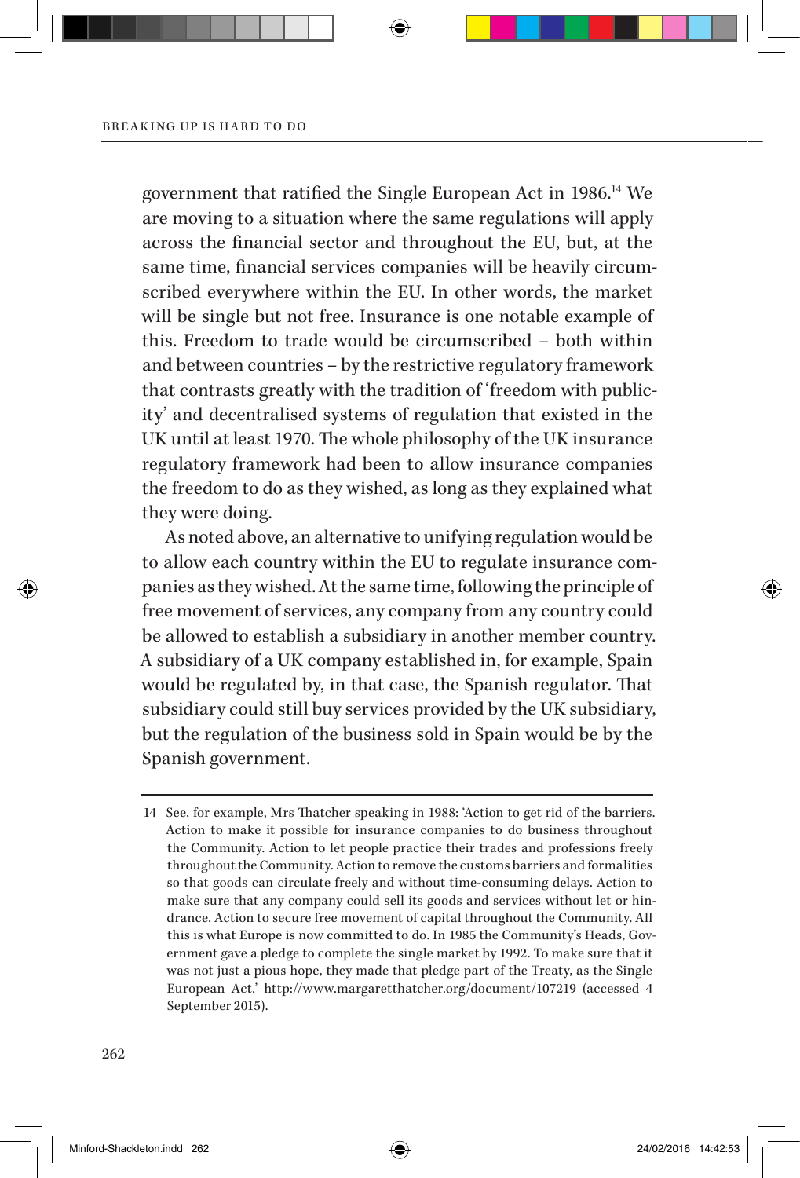government that ratified the Single European Act in 1986.[14] We are moving to a situation where the same regulations will apply across the financial sector and throughout the EU, but, at the same time, financial services companies will be heavily circumscribed everywhere within the EU. In other words, the market will be single but not free. Insurance is one notable example of this. Freedom to trade would be circumscribed – both within and between countries – by the restrictive regulatory framework that contrasts greatly with the tradition of 'freedom with publicity' and decentralised systems of regulation that existed in the UK until at least 1970. The whole philosophy of the UK insurance regulatory framework had been to allow insurance companies the freedom to do as they wished, as long as they explained what they were doing.

As noted above, an alternative to unifying regulation would be to allow each country within the EU to regulate insurance companies as they wished. At the same time, following the principle of free movement of services, any company from any country could be allowed to establish a subsidiary in another member country. A subsidiary of a UK company established in, for example, Spain would be regulated by, in that case, the Spanish regulator. That subsidiary could still buy services provided by the UK subsidiary, but the regulation of the business sold in Spain would be by the Spanish government.

---

14 See, for example, Mrs Thatcher speaking in 1988: 'Action to get rid of the barriers. Action to make it possible for insurance companies to do business throughout the Community. Action to let people practice their trades and professions freely throughout the Community. Action to remove the customs barriers and formalities so that goods can circulate freely and without time-consuming delays. Action to make sure that any company could sell its goods and services without let or hindrance. Action to secure free movement of capital throughout the Community. All this is what Europe is now committed to do. In 1985 the Community's Heads, Government gave a pledge to complete the single market by 1992. To make sure that it was not just a pious hope, they made that pledge part of the Treaty, as the Single European Act.' http://www.margaretthatcher.org/document/107219 (accessed 4 September 2015).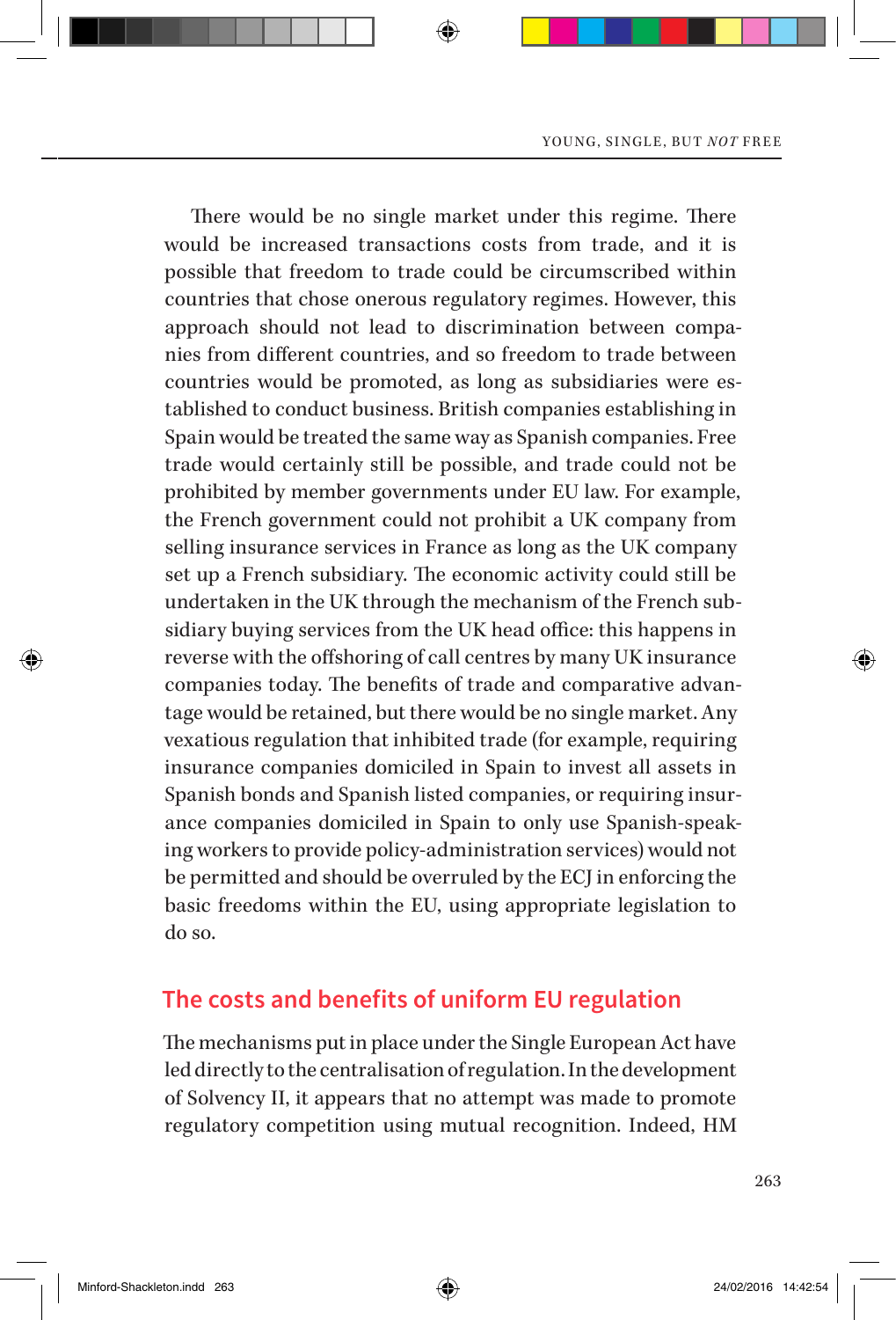There would be no single market under this regime. There would be increased transactions costs from trade, and it is possible that freedom to trade could be circumscribed within countries that chose onerous regulatory regimes. However, this approach should not lead to discrimination between companies from different countries, and so freedom to trade between countries would be promoted, as long as subsidiaries were established to conduct business. British companies establishing in Spain would be treated the same way as Spanish companies. Free trade would certainly still be possible, and trade could not be prohibited by member governments under EU law. For example, the French government could not prohibit a UK company from selling insurance services in France as long as the UK company set up a French subsidiary. The economic activity could still be undertaken in the UK through the mechanism of the French subsidiary buying services from the UK head office: this happens in reverse with the offshoring of call centres by many UK insurance companies today. The benefits of trade and comparative advantage would be retained, but there would be no single market. Any vexatious regulation that inhibited trade (for example, requiring insurance companies domiciled in Spain to invest all assets in Spanish bonds and Spanish listed companies, or requiring insurance companies domiciled in Spain to only use Spanish-speaking workers to provide policy-administration services) would not be permitted and should be overruled by the ECJ in enforcing the basic freedoms within the EU, using appropriate legislation to do so.

## The costs and benefits of uniform EU regulation

The mechanisms put in place under the Single European Act have led directly to the centralisation of regulation. In the development of Solvency II, it appears that no attempt was made to promote regulatory competition using mutual recognition. Indeed, HM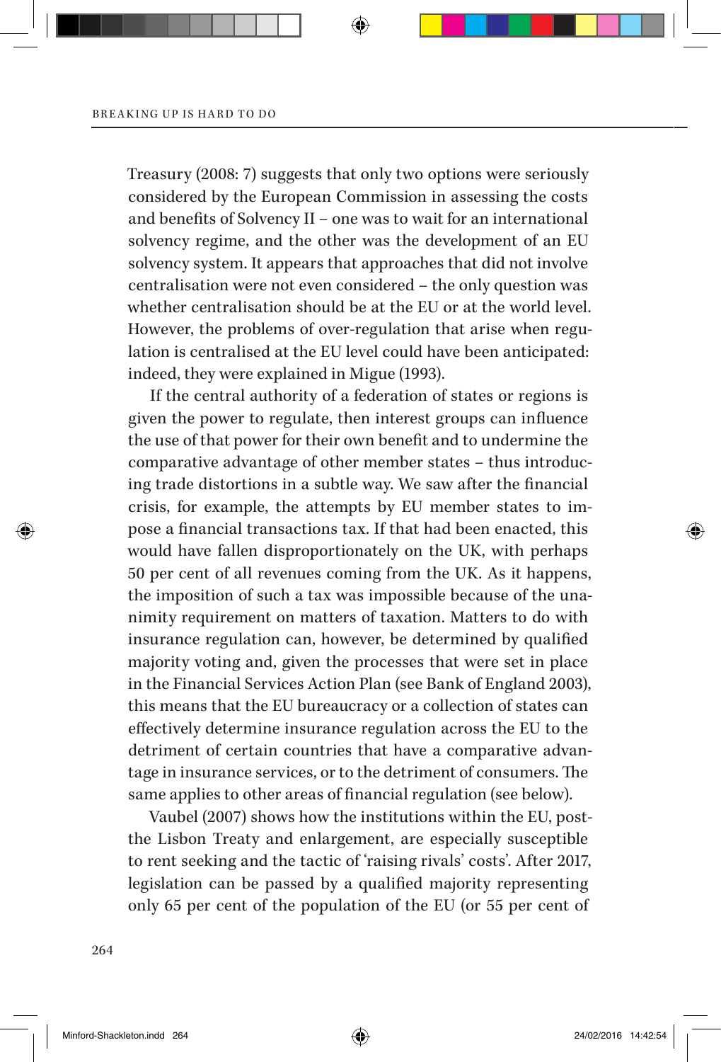Treasury (2008: 7) suggests that only two options were seriously considered by the European Commission in assessing the costs and benefits of Solvency II – one was to wait for an international solvency regime, and the other was the development of an EU solvency system. It appears that approaches that did not involve centralisation were not even considered – the only question was whether centralisation should be at the EU or at the world level. However, the problems of over-regulation that arise when regulation is centralised at the EU level could have been anticipated: indeed, they were explained in Migue (1993).

If the central authority of a federation of states or regions is given the power to regulate, then interest groups can influence the use of that power for their own benefit and to undermine the comparative advantage of other member states – thus introducing trade distortions in a subtle way. We saw after the financial crisis, for example, the attempts by EU member states to impose a financial transactions tax. If that had been enacted, this would have fallen disproportionately on the UK, with perhaps 50 per cent of all revenues coming from the UK. As it happens, the imposition of such a tax was impossible because of the unanimity requirement on matters of taxation. Matters to do with insurance regulation can, however, be determined by qualified majority voting and, given the processes that were set in place in the Financial Services Action Plan (see Bank of England 2003), this means that the EU bureaucracy or a collection of states can effectively determine insurance regulation across the EU to the detriment of certain countries that have a comparative advantage in insurance services, or to the detriment of consumers. The same applies to other areas of financial regulation (see below).

Vaubel (2007) shows how the institutions within the EU, post-the Lisbon Treaty and enlargement, are especially susceptible to rent seeking and the tactic of 'raising rivals' costs'. After 2017, legislation can be passed by a qualified majority representing only 65 per cent of the population of the EU (or 55 per cent of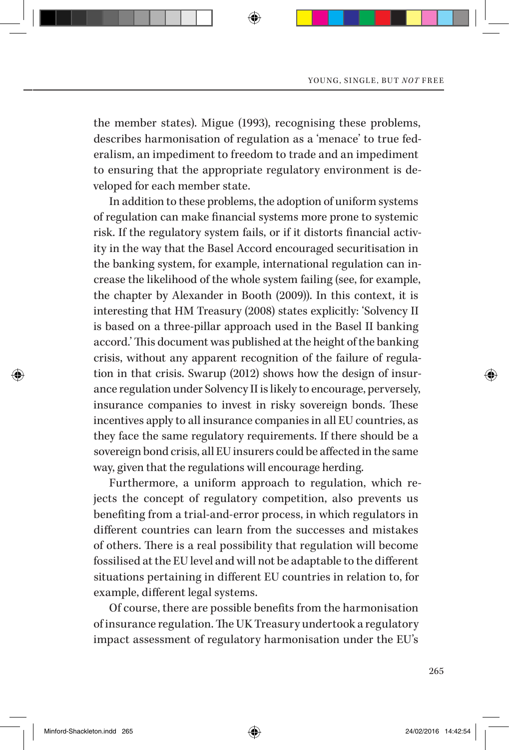the member states). Migue (1993), recognising these problems, describes harmonisation of regulation as a 'menace' to true federalism, an impediment to freedom to trade and an impediment to ensuring that the appropriate regulatory environment is developed for each member state.

In addition to these problems, the adoption of uniform systems of regulation can make financial systems more prone to systemic risk. If the regulatory system fails, or if it distorts financial activity in the way that the Basel Accord encouraged securitisation in the banking system, for example, international regulation can increase the likelihood of the whole system failing (see, for example, the chapter by Alexander in Booth (2009)). In this context, it is interesting that HM Treasury (2008) states explicitly: 'Solvency II is based on a three-pillar approach used in the Basel II banking accord.' This document was published at the height of the banking crisis, without any apparent recognition of the failure of regulation in that crisis. Swarup (2012) shows how the design of insurance regulation under Solvency II is likely to encourage, perversely, insurance companies to invest in risky sovereign bonds. These incentives apply to all insurance companies in all EU countries, as they face the same regulatory requirements. If there should be a sovereign bond crisis, all EU insurers could be affected in the same way, given that the regulations will encourage herding.

Furthermore, a uniform approach to regulation, which rejects the concept of regulatory competition, also prevents us benefiting from a trial-and-error process, in which regulators in different countries can learn from the successes and mistakes of others. There is a real possibility that regulation will become fossilised at the EU level and will not be adaptable to the different situations pertaining in different EU countries in relation to, for example, different legal systems.

Of course, there are possible benefits from the harmonisation of insurance regulation. The UK Treasury undertook a regulatory impact assessment of regulatory harmonisation under the EU's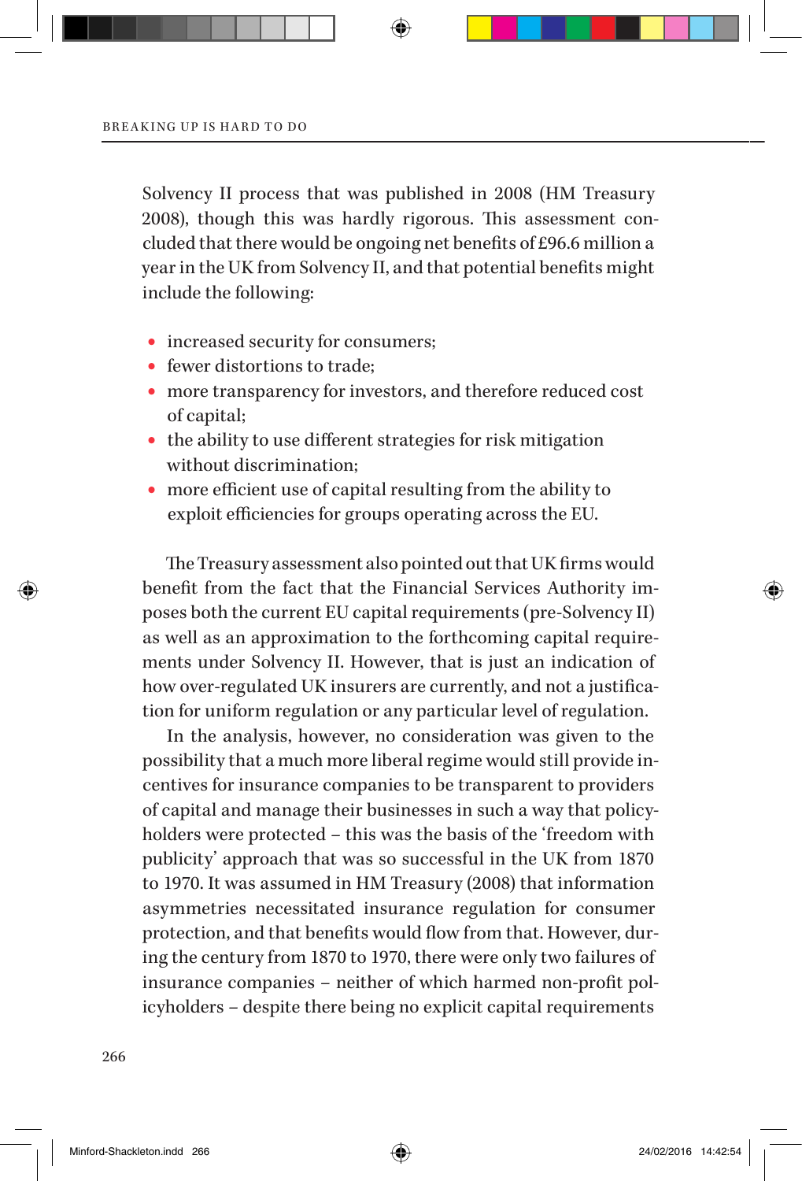Solvency II process that was published in 2008 (HM Treasury 2008), though this was hardly rigorous. This assessment concluded that there would be ongoing net benefits of £96.6 million a year in the UK from Solvency II, and that potential benefits might include the following:

- increased security for consumers;
- fewer distortions to trade;
- more transparency for investors, and therefore reduced cost of capital;
- the ability to use different strategies for risk mitigation without discrimination;
- more efficient use of capital resulting from the ability to exploit efficiencies for groups operating across the EU.

The Treasury assessment also pointed out that UK firms would benefit from the fact that the Financial Services Authority imposes both the current EU capital requirements (pre-Solvency II) as well as an approximation to the forthcoming capital requirements under Solvency II. However, that is just an indication of how over-regulated UK insurers are currently, and not a justification for uniform regulation or any particular level of regulation.

In the analysis, however, no consideration was given to the possibility that a much more liberal regime would still provide incentives for insurance companies to be transparent to providers of capital and manage their businesses in such a way that policyholders were protected – this was the basis of the 'freedom with publicity' approach that was so successful in the UK from 1870 to 1970. It was assumed in HM Treasury (2008) that information asymmetries necessitated insurance regulation for consumer protection, and that benefits would flow from that. However, during the century from 1870 to 1970, there were only two failures of insurance companies – neither of which harmed non-profit policyholders – despite there being no explicit capital requirements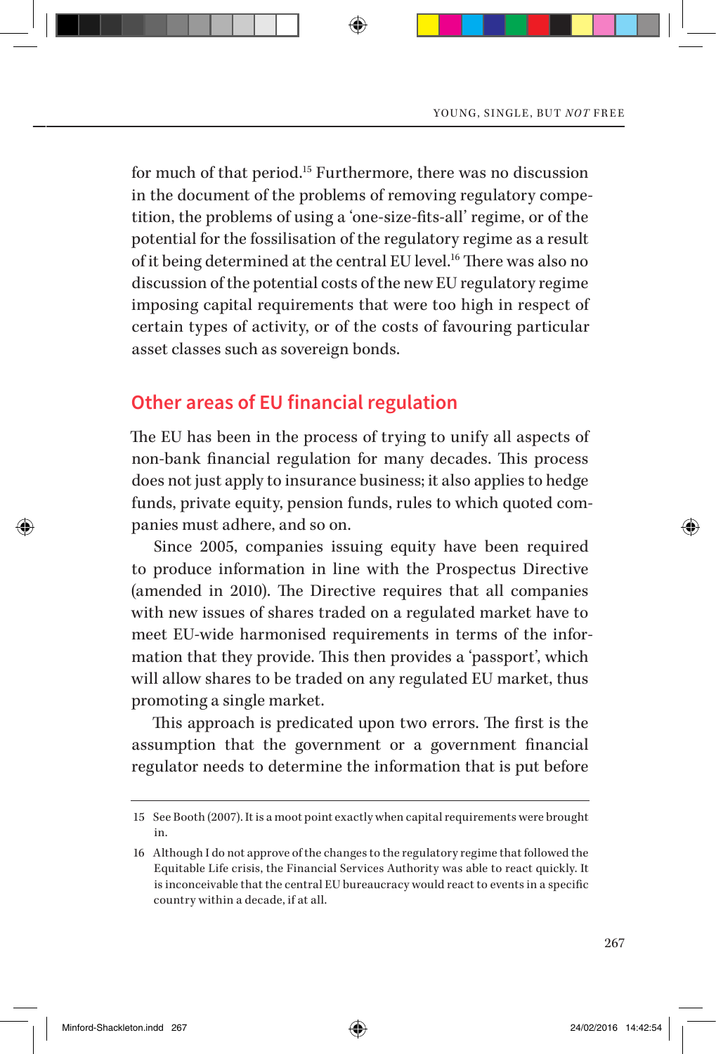for much of that period.[15] Furthermore, there was no discussion in the document of the problems of removing regulatory competition, the problems of using a 'one-size-fits-all' regime, or of the potential for the fossilisation of the regulatory regime as a result of it being determined at the central EU level.[16] There was also no discussion of the potential costs of the new EU regulatory regime imposing capital requirements that were too high in respect of certain types of activity, or of the costs of favouring particular asset classes such as sovereign bonds.

## Other areas of EU financial regulation

The EU has been in the process of trying to unify all aspects of non-bank financial regulation for many decades. This process does not just apply to insurance business; it also applies to hedge funds, private equity, pension funds, rules to which quoted companies must adhere, and so on.

Since 2005, companies issuing equity have been required to produce information in line with the Prospectus Directive (amended in 2010). The Directive requires that all companies with new issues of shares traded on a regulated market have to meet EU-wide harmonised requirements in terms of the information that they provide. This then provides a 'passport', which will allow shares to be traded on any regulated EU market, thus promoting a single market.

This approach is predicated upon two errors. The first is the assumption that the government or a government financial regulator needs to determine the information that is put before

---

15 See Booth (2007). It is a moot point exactly when capital requirements were brought in.

16 Although I do not approve of the changes to the regulatory regime that followed the Equitable Life crisis, the Financial Services Authority was able to react quickly. It is inconceivable that the central EU bureaucracy would react to events in a specific country within a decade, if at all.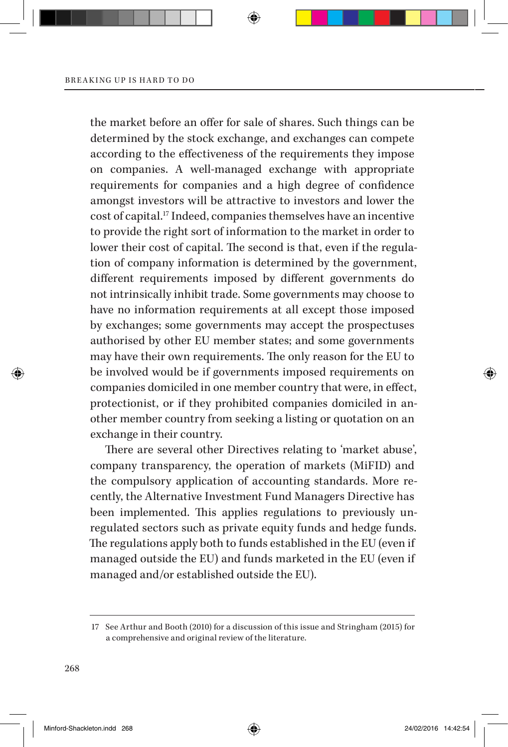the market before an offer for sale of shares. Such things can be determined by the stock exchange, and exchanges can compete according to the effectiveness of the requirements they impose on companies. A well-managed exchange with appropriate requirements for companies and a high degree of confidence amongst investors will be attractive to investors and lower the cost of capital.[17] Indeed, companies themselves have an incentive to provide the right sort of information to the market in order to lower their cost of capital. The second is that, even if the regulation of company information is determined by the government, different requirements imposed by different governments do not intrinsically inhibit trade. Some governments may choose to have no information requirements at all except those imposed by exchanges; some governments may accept the prospectuses authorised by other EU member states; and some governments may have their own requirements. The only reason for the EU to be involved would be if governments imposed requirements on companies domiciled in one member country that were, in effect, protectionist, or if they prohibited companies domiciled in another member country from seeking a listing or quotation on an exchange in their country.

There are several other Directives relating to 'market abuse', company transparency, the operation of markets (MiFID) and the compulsory application of accounting standards. More recently, the Alternative Investment Fund Managers Directive has been implemented. This applies regulations to previously unregulated sectors such as private equity funds and hedge funds. The regulations apply both to funds established in the EU (even if managed outside the EU) and funds marketed in the EU (even if managed and/or established outside the EU).

---

17 See Arthur and Booth (2010) for a discussion of this issue and Stringham (2015) for a comprehensive and original review of the literature.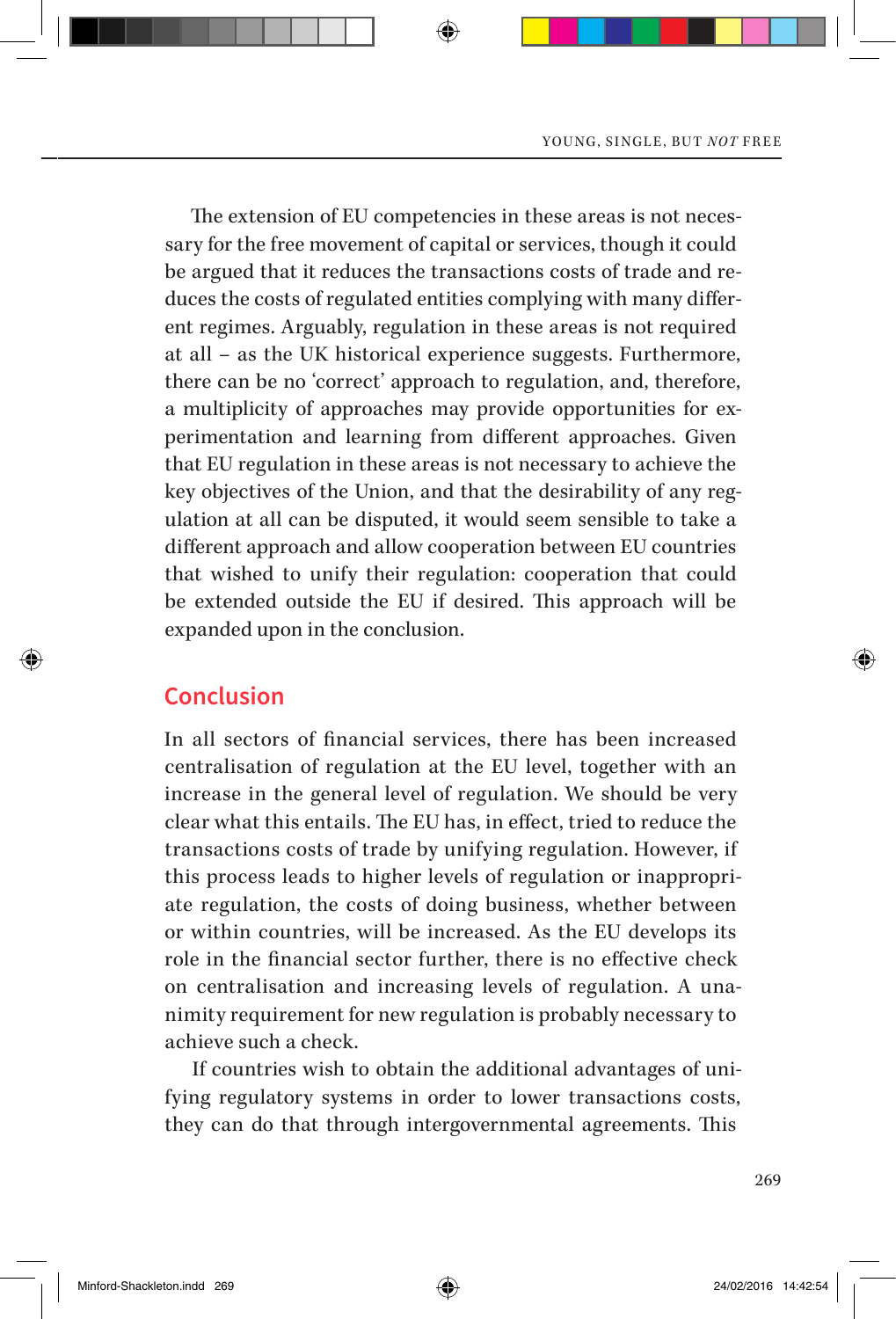The extension of EU competencies in these areas is not necessary for the free movement of capital or services, though it could be argued that it reduces the transactions costs of trade and reduces the costs of regulated entities complying with many different regimes. Arguably, regulation in these areas is not required at all – as the UK historical experience suggests. Furthermore, there can be no 'correct' approach to regulation, and, therefore, a multiplicity of approaches may provide opportunities for experimentation and learning from different approaches. Given that EU regulation in these areas is not necessary to achieve the key objectives of the Union, and that the desirability of any regulation at all can be disputed, it would seem sensible to take a different approach and allow cooperation between EU countries that wished to unify their regulation: cooperation that could be extended outside the EU if desired. This approach will be expanded upon in the conclusion.

## Conclusion

In all sectors of financial services, there has been increased centralisation of regulation at the EU level, together with an increase in the general level of regulation. We should be very clear what this entails. The EU has, in effect, tried to reduce the transactions costs of trade by unifying regulation. However, if this process leads to higher levels of regulation or inappropriate regulation, the costs of doing business, whether between or within countries, will be increased. As the EU develops its role in the financial sector further, there is no effective check on centralisation and increasing levels of regulation. A unanimity requirement for new regulation is probably necessary to achieve such a check.

If countries wish to obtain the additional advantages of unifying regulatory systems in order to lower transactions costs, they can do that through intergovernmental agreements. This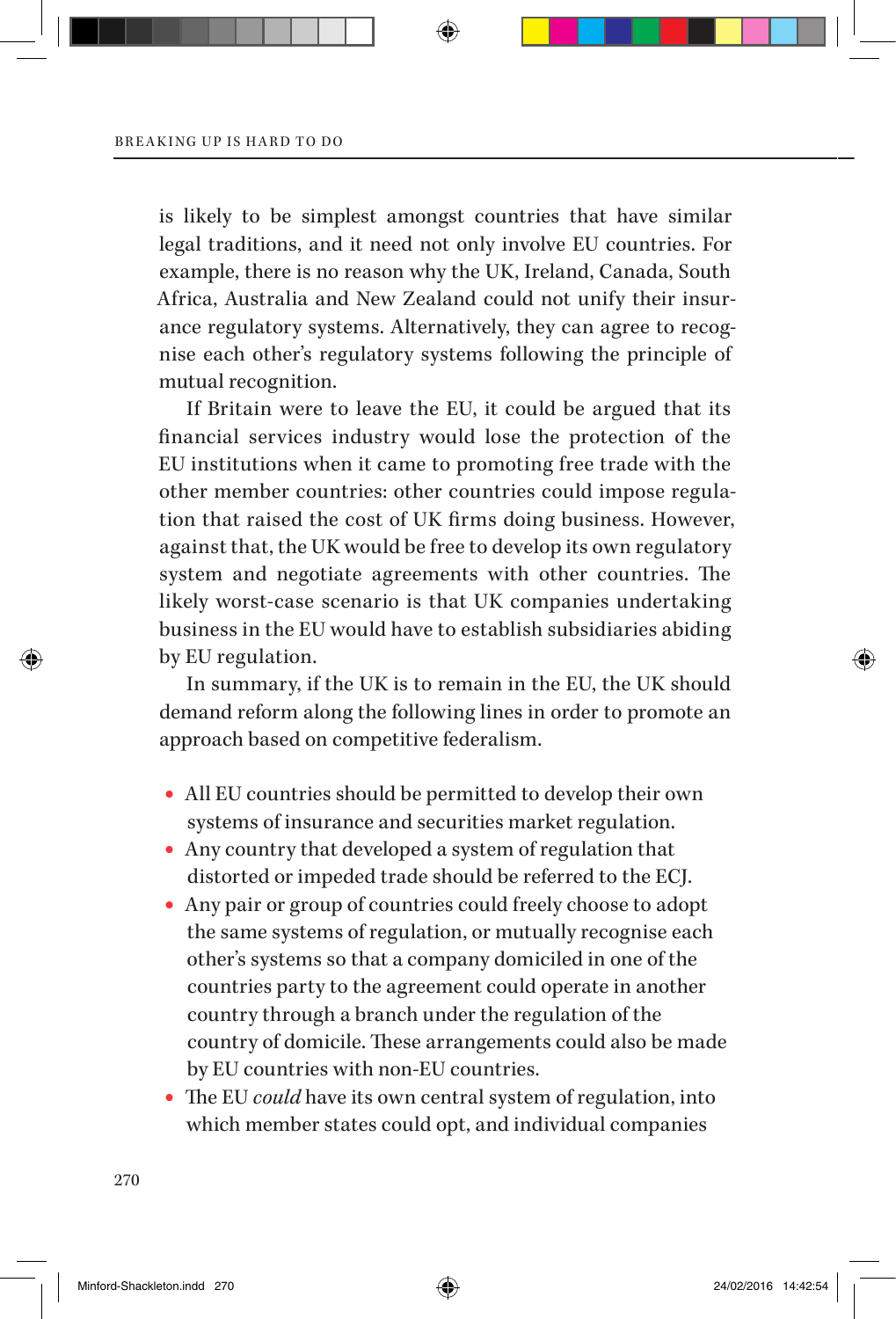is likely to be simplest amongst countries that have similar legal traditions, and it need not only involve EU countries. For example, there is no reason why the UK, Ireland, Canada, South Africa, Australia and New Zealand could not unify their insurance regulatory systems. Alternatively, they can agree to recognise each other's regulatory systems following the principle of mutual recognition.

If Britain were to leave the EU, it could be argued that its financial services industry would lose the protection of the EU institutions when it came to promoting free trade with the other member countries: other countries could impose regulation that raised the cost of UK firms doing business. However, against that, the UK would be free to develop its own regulatory system and negotiate agreements with other countries. The likely worst-case scenario is that UK companies undertaking business in the EU would have to establish subsidiaries abiding by EU regulation.

In summary, if the UK is to remain in the EU, the UK should demand reform along the following lines in order to promote an approach based on competitive federalism.

- All EU countries should be permitted to develop their own systems of insurance and securities market regulation.
- Any country that developed a system of regulation that distorted or impeded trade should be referred to the ECJ.
- Any pair or group of countries could freely choose to adopt the same systems of regulation, or mutually recognise each other's systems so that a company domiciled in one of the countries party to the agreement could operate in another country through a branch under the regulation of the country of domicile. These arrangements could also be made by EU countries with non-EU countries.
- The EU *could* have its own central system of regulation, into which member states could opt, and individual companies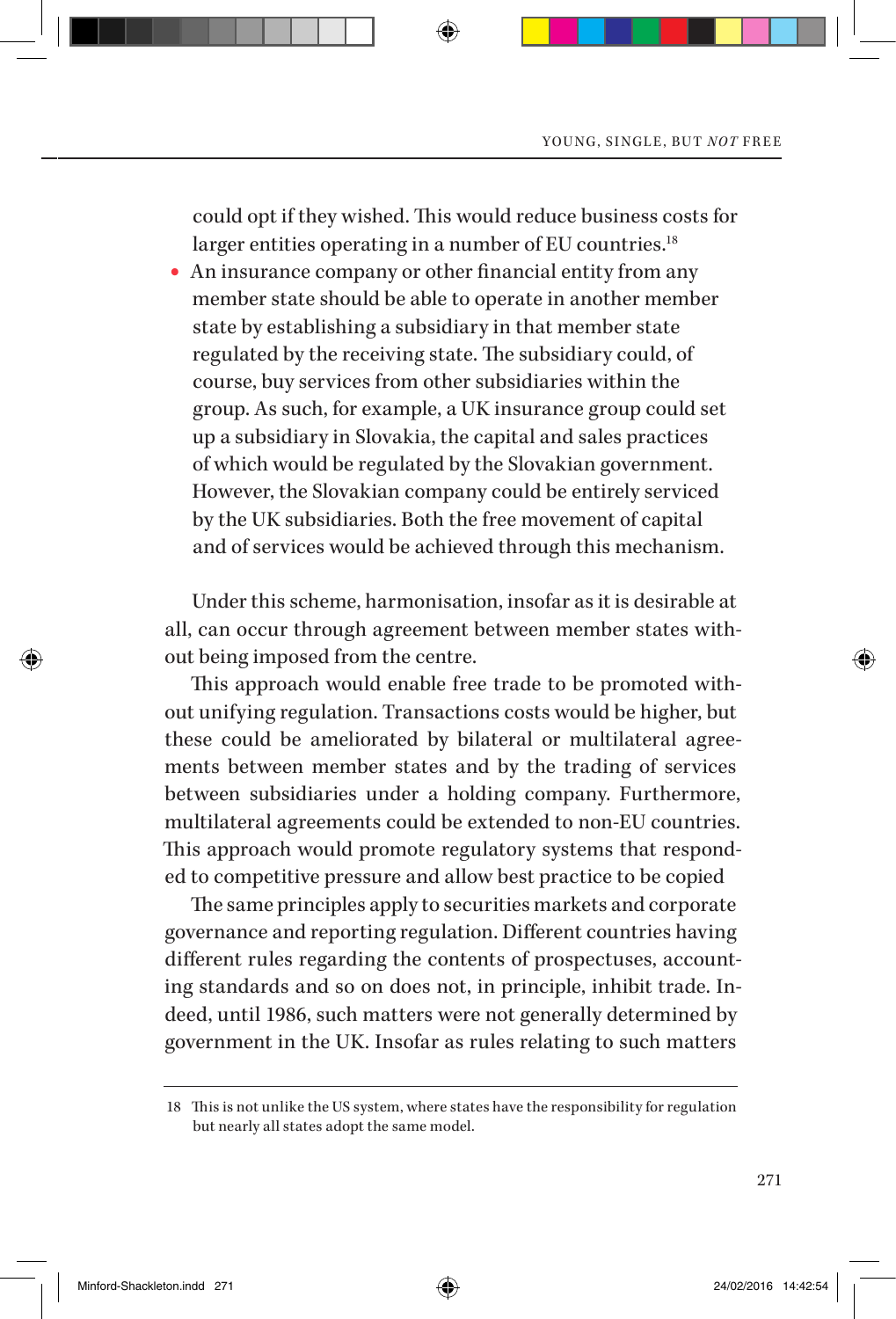could opt if they wished. This would reduce business costs for larger entities operating in a number of EU countries.[18]

- An insurance company or other financial entity from any member state should be able to operate in another member state by establishing a subsidiary in that member state regulated by the receiving state. The subsidiary could, of course, buy services from other subsidiaries within the group. As such, for example, a UK insurance group could set up a subsidiary in Slovakia, the capital and sales practices of which would be regulated by the Slovakian government. However, the Slovakian company could be entirely serviced by the UK subsidiaries. Both the free movement of capital and of services would be achieved through this mechanism.

Under this scheme, harmonisation, insofar as it is desirable at all, can occur through agreement between member states without being imposed from the centre.

This approach would enable free trade to be promoted without unifying regulation. Transactions costs would be higher, but these could be ameliorated by bilateral or multilateral agreements between member states and by the trading of services between subsidiaries under a holding company. Furthermore, multilateral agreements could be extended to non-EU countries. This approach would promote regulatory systems that responded to competitive pressure and allow best practice to be copied

The same principles apply to securities markets and corporate governance and reporting regulation. Different countries having different rules regarding the contents of prospectuses, accounting standards and so on does not, in principle, inhibit trade. Indeed, until 1986, such matters were not generally determined by government in the UK. Insofar as rules relating to such matters

---

18 This is not unlike the US system, where states have the responsibility for regulation but nearly all states adopt the same model.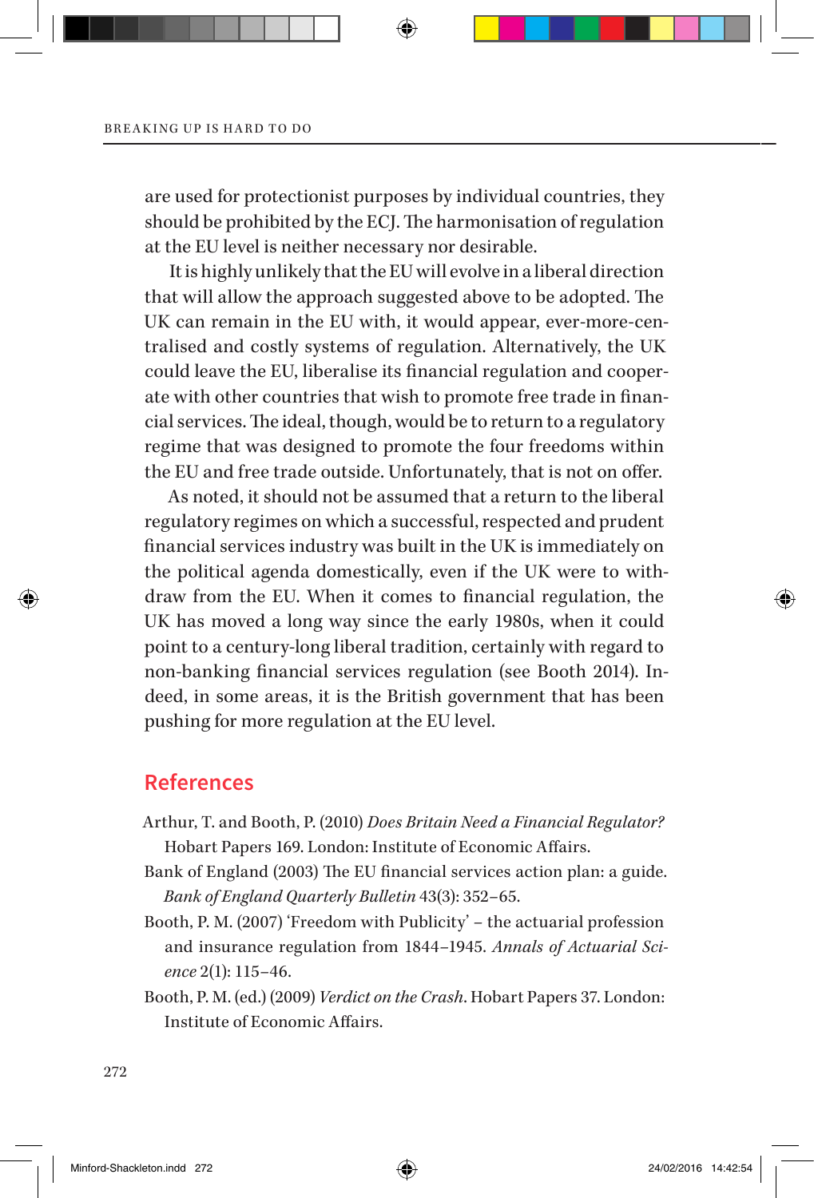are used for protectionist purposes by individual countries, they should be prohibited by the ECJ. The harmonisation of regulation at the EU level is neither necessary nor desirable.

It is highly unlikely that the EU will evolve in a liberal direction that will allow the approach suggested above to be adopted. The UK can remain in the EU with, it would appear, ever-more-centralised and costly systems of regulation. Alternatively, the UK could leave the EU, liberalise its financial regulation and cooperate with other countries that wish to promote free trade in financial services. The ideal, though, would be to return to a regulatory regime that was designed to promote the four freedoms within the EU and free trade outside. Unfortunately, that is not on offer.

As noted, it should not be assumed that a return to the liberal regulatory regimes on which a successful, respected and prudent financial services industry was built in the UK is immediately on the political agenda domestically, even if the UK were to withdraw from the EU. When it comes to financial regulation, the UK has moved a long way since the early 1980s, when it could point to a century-long liberal tradition, certainly with regard to non-banking financial services regulation (see Booth 2014). Indeed, in some areas, it is the British government that has been pushing for more regulation at the EU level.

## References

Arthur, T. and Booth, P. (2010) *Does Britain Need a Financial Regulator?* Hobart Papers 169. London: Institute of Economic Affairs.

Bank of England (2003) The EU financial services action plan: a guide. *Bank of England Quarterly Bulletin* 43(3): 352–65.

Booth, P. M. (2007) 'Freedom with Publicity' – the actuarial profession and insurance regulation from 1844–1945. *Annals of Actuarial Science* 2(1): 115–46.

Booth, P. M. (ed.) (2009) *Verdict on the Crash*. Hobart Papers 37. London: Institute of Economic Affairs.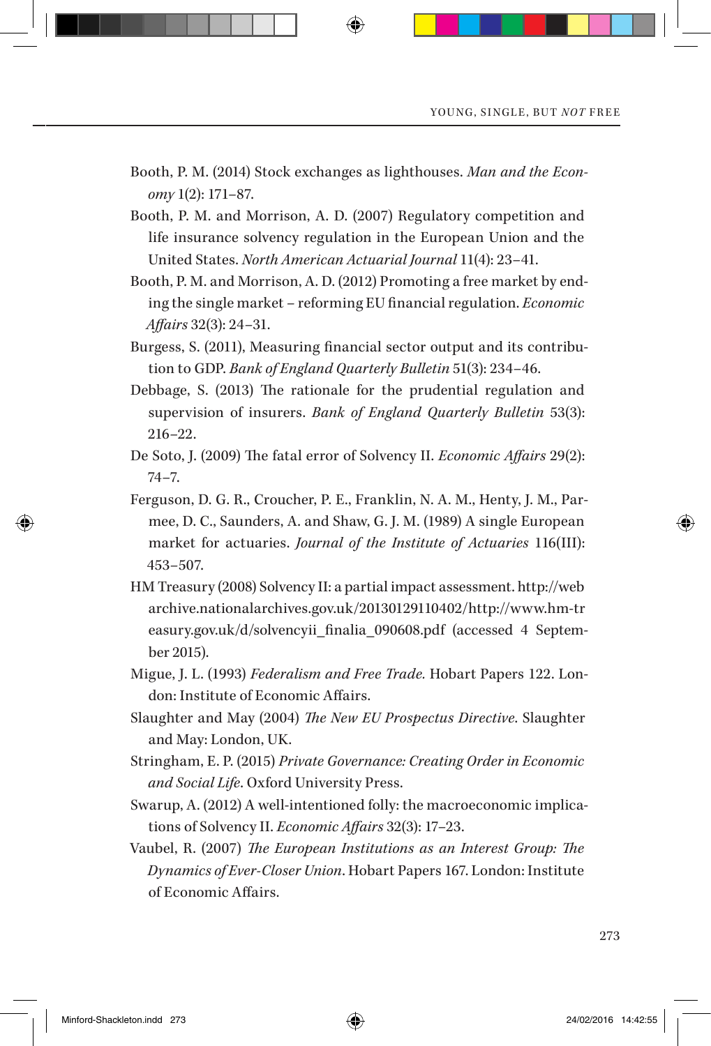Booth, P. M. (2014) Stock exchanges as lighthouses. *Man and the Economy* 1(2): 171–87.

Booth, P. M. and Morrison, A. D. (2007) Regulatory competition and life insurance solvency regulation in the European Union and the United States. *North American Actuarial Journal* 11(4): 23–41.

Booth, P. M. and Morrison, A. D. (2012) Promoting a free market by ending the single market – reforming EU financial regulation. *Economic Affairs* 32(3): 24–31.

Burgess, S. (2011), Measuring financial sector output and its contribution to GDP. *Bank of England Quarterly Bulletin* 51(3): 234–46.

Debbage, S. (2013) The rationale for the prudential regulation and supervision of insurers. *Bank of England Quarterly Bulletin* 53(3): 216–22.

De Soto, J. (2009) The fatal error of Solvency II. *Economic Affairs* 29(2): 74–7.

Ferguson, D. G. R., Croucher, P. E., Franklin, N. A. M., Henty, J. M., Parmee, D. C., Saunders, A. and Shaw, G. J. M. (1989) A single European market for actuaries. *Journal of the Institute of Actuaries* 116(III): 453–507.

HM Treasury (2008) Solvency II: a partial impact assessment. http://webarchive.nationalarchives.gov.uk/20130129110402/http://www.hm-treasury.gov.uk/d/solvencyii_finalia_090608.pdf (accessed 4 September 2015).

Migue, J. L. (1993) *Federalism and Free Trade*. Hobart Papers 122. London: Institute of Economic Affairs.

Slaughter and May (2004) *The New EU Prospectus Directive*. Slaughter and May: London, UK.

Stringham, E. P. (2015) *Private Governance: Creating Order in Economic and Social Life*. Oxford University Press.

Swarup, A. (2012) A well-intentioned folly: the macroeconomic implications of Solvency II. *Economic Affairs* 32(3): 17–23.

Vaubel, R. (2007) *The European Institutions as an Interest Group: The Dynamics of Ever-Closer Union*. Hobart Papers 167. London: Institute of Economic Affairs.